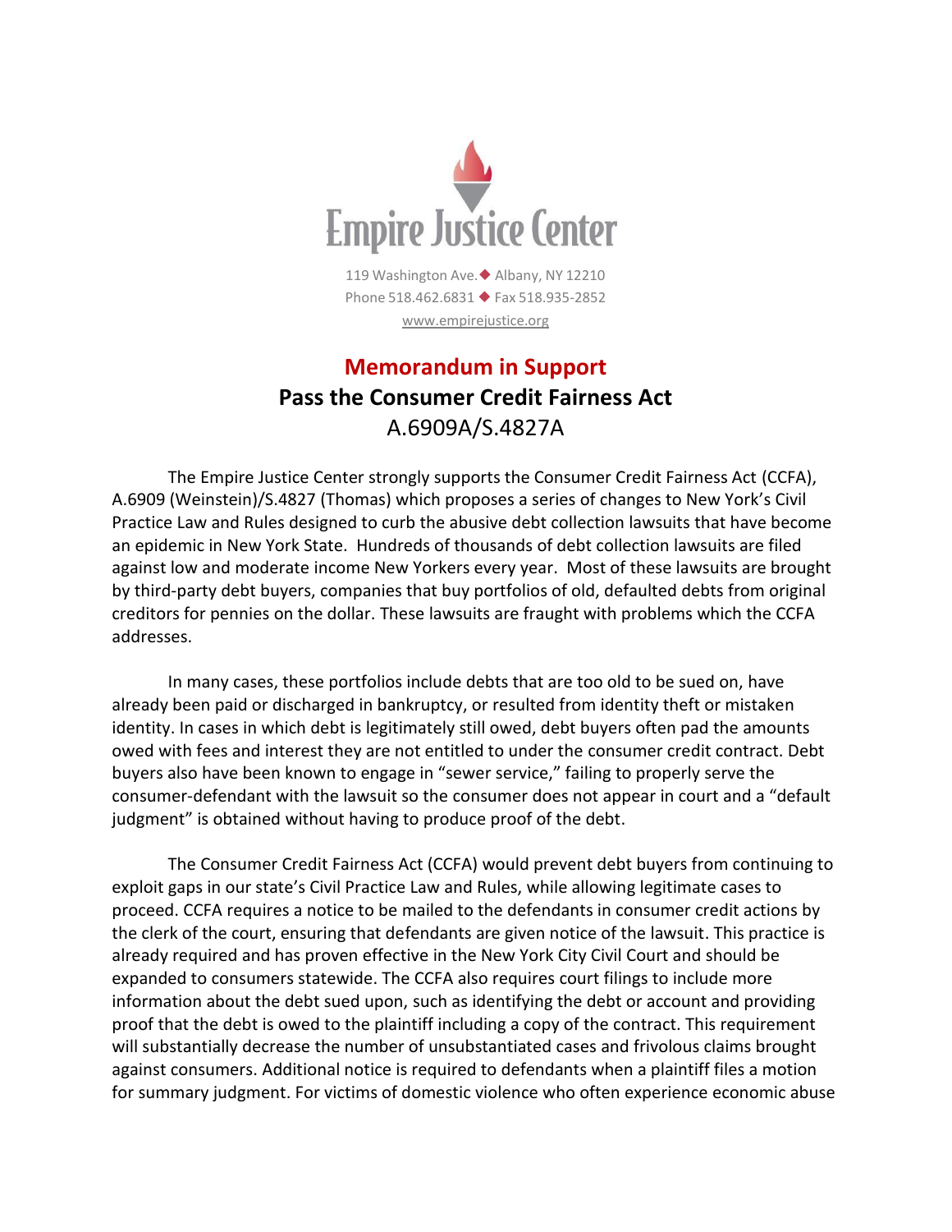Empire Justice Center

119 Washington Ave. ◆ Albany, NY 12210
Phone 518.462.6831 ◆ Fax 518.935-2852
www.empirejustice.org

# Memorandum in Support

## Pass the Consumer Credit Fairness Act

A.6909A/S.4827A

The Empire Justice Center strongly supports the Consumer Credit Fairness Act (CCFA), A.6909 (Weinstein)/S.4827 (Thomas) which proposes a series of changes to New York's Civil Practice Law and Rules designed to curb the abusive debt collection lawsuits that have become an epidemic in New York State. Hundreds of thousands of debt collection lawsuits are filed against low and moderate income New Yorkers every year. Most of these lawsuits are brought by third-party debt buyers, companies that buy portfolios of old, defaulted debts from original creditors for pennies on the dollar. These lawsuits are fraught with problems which the CCFA addresses.

In many cases, these portfolios include debts that are too old to be sued on, have already been paid or discharged in bankruptcy, or resulted from identity theft or mistaken identity. In cases in which debt is legitimately still owed, debt buyers often pad the amounts owed with fees and interest they are not entitled to under the consumer credit contract. Debt buyers also have been known to engage in "sewer service," failing to properly serve the consumer-defendant with the lawsuit so the consumer does not appear in court and a "default judgment" is obtained without having to produce proof of the debt.

The Consumer Credit Fairness Act (CCFA) would prevent debt buyers from continuing to exploit gaps in our state's Civil Practice Law and Rules, while allowing legitimate cases to proceed. CCFA requires a notice to be mailed to the defendants in consumer credit actions by the clerk of the court, ensuring that defendants are given notice of the lawsuit. This practice is already required and has proven effective in the New York City Civil Court and should be expanded to consumers statewide. The CCFA also requires court filings to include more information about the debt sued upon, such as identifying the debt or account and providing proof that the debt is owed to the plaintiff including a copy of the contract. This requirement will substantially decrease the number of unsubstantiated cases and frivolous claims brought against consumers. Additional notice is required to defendants when a plaintiff files a motion for summary judgment. For victims of domestic violence who often experience economic abuse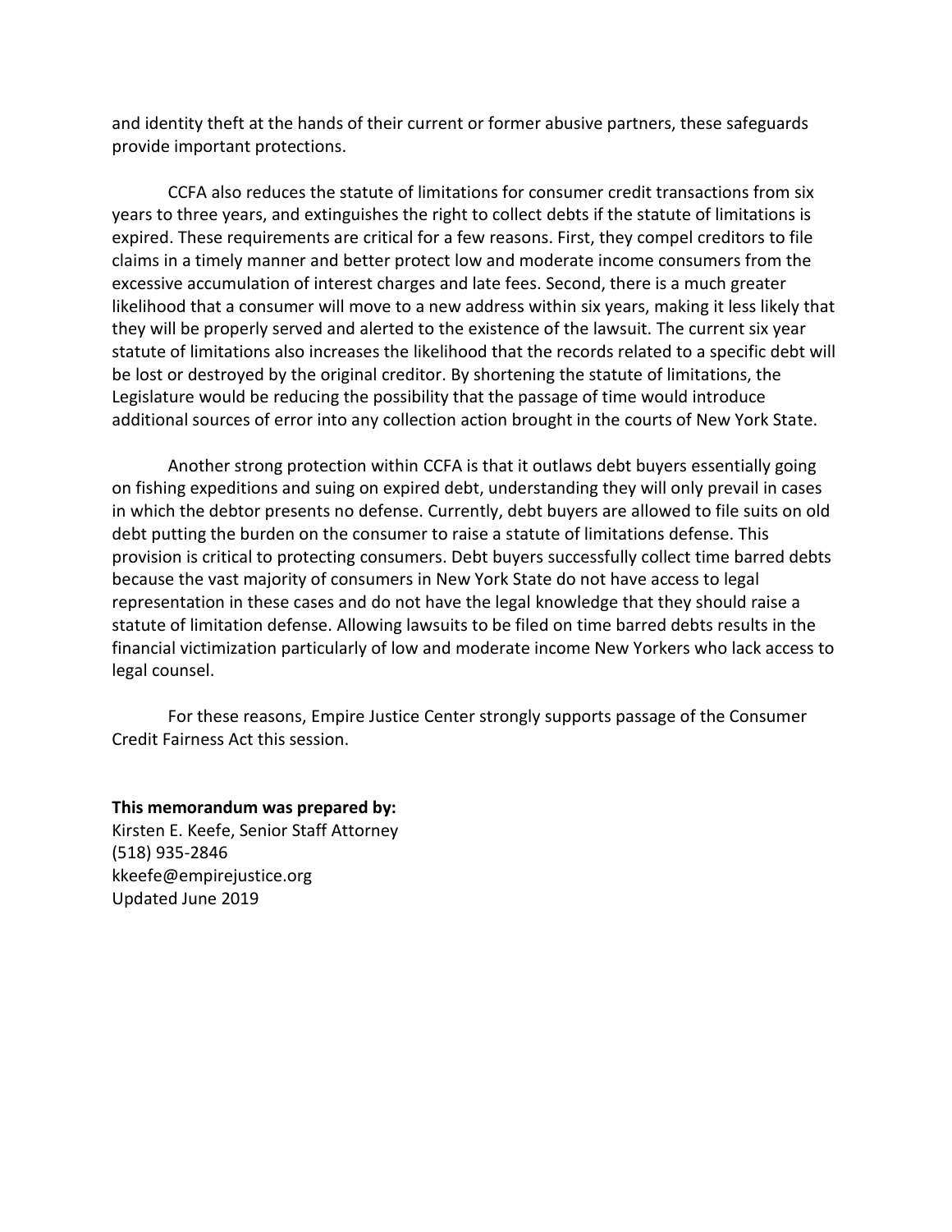and identity theft at the hands of their current or former abusive partners, these safeguards provide important protections.

CCFA also reduces the statute of limitations for consumer credit transactions from six years to three years, and extinguishes the right to collect debts if the statute of limitations is expired. These requirements are critical for a few reasons. First, they compel creditors to file claims in a timely manner and better protect low and moderate income consumers from the excessive accumulation of interest charges and late fees. Second, there is a much greater likelihood that a consumer will move to a new address within six years, making it less likely that they will be properly served and alerted to the existence of the lawsuit. The current six year statute of limitations also increases the likelihood that the records related to a specific debt will be lost or destroyed by the original creditor. By shortening the statute of limitations, the Legislature would be reducing the possibility that the passage of time would introduce additional sources of error into any collection action brought in the courts of New York State.

Another strong protection within CCFA is that it outlaws debt buyers essentially going on fishing expeditions and suing on expired debt, understanding they will only prevail in cases in which the debtor presents no defense. Currently, debt buyers are allowed to file suits on old debt putting the burden on the consumer to raise a statute of limitations defense. This provision is critical to protecting consumers. Debt buyers successfully collect time barred debts because the vast majority of consumers in New York State do not have access to legal representation in these cases and do not have the legal knowledge that they should raise a statute of limitation defense. Allowing lawsuits to be filed on time barred debts results in the financial victimization particularly of low and moderate income New Yorkers who lack access to legal counsel.

For these reasons, Empire Justice Center strongly supports passage of the Consumer Credit Fairness Act this session.

**This memorandum was prepared by:**
Kirsten E. Keefe, Senior Staff Attorney
(518) 935-2846
kkeefe@empirejustice.org
Updated June 2019